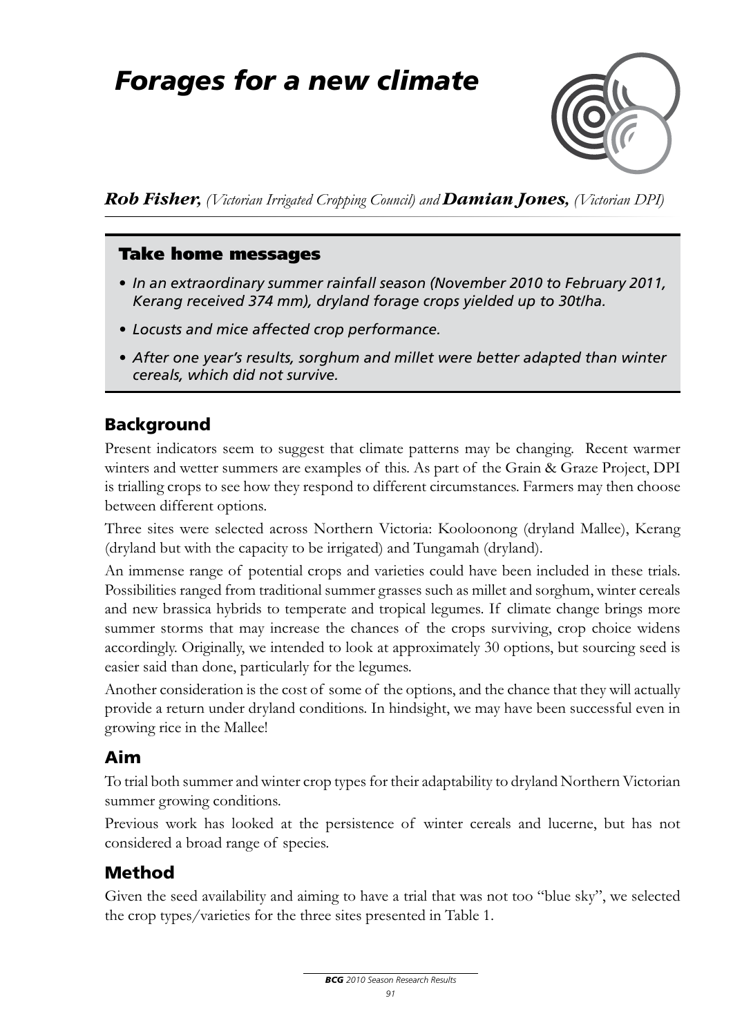# *Forages for a new climate*

***Rob Fisher**, (Victorian Irrigated Cropping Council) and **Damian Jones**, (Victorian DPI)*

## Take home messages

- *In an extraordinary summer rainfall season (November 2010 to February 2011, Kerang received 374 mm), dryland forage crops yielded up to 30t/ha.*
- *Locusts and mice affected crop performance.*
- *After one year's results, sorghum and millet were better adapted than winter cereals, which did not survive.*

## Background

Present indicators seem to suggest that climate patterns may be changing. Recent warmer winters and wetter summers are examples of this. As part of the Grain & Graze Project, DPI is trialling crops to see how they respond to different circumstances. Farmers may then choose between different options.

Three sites were selected across Northern Victoria: Kooloonong (dryland Mallee), Kerang (dryland but with the capacity to be irrigated) and Tungamah (dryland).

An immense range of potential crops and varieties could have been included in these trials. Possibilities ranged from traditional summer grasses such as millet and sorghum, winter cereals and new brassica hybrids to temperate and tropical legumes. If climate change brings more summer storms that may increase the chances of the crops surviving, crop choice widens accordingly. Originally, we intended to look at approximately 30 options, but sourcing seed is easier said than done, particularly for the legumes.

Another consideration is the cost of some of the options, and the chance that they will actually provide a return under dryland conditions. In hindsight, we may have been successful even in growing rice in the Mallee!

## Aim

To trial both summer and winter crop types for their adaptability to dryland Northern Victorian summer growing conditions.

Previous work has looked at the persistence of winter cereals and lucerne, but has not considered a broad range of species.

## Method

Given the seed availability and aiming to have a trial that was not too "blue sky", we selected the crop types/varieties for the three sites presented in Table 1.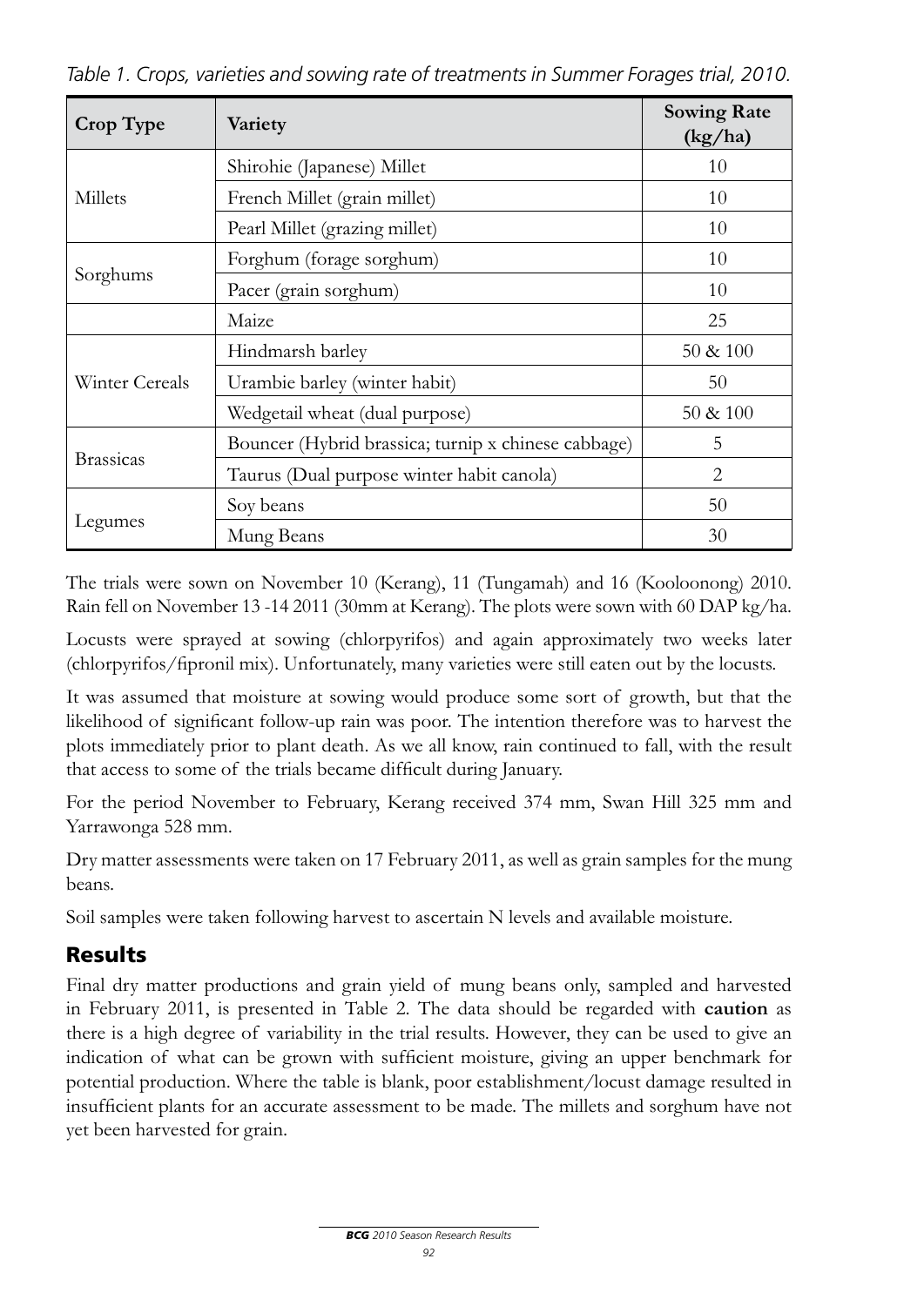*Table 1. Crops, varieties and sowing rate of treatments in Summer Forages trial, 2010.*

| Crop Type | Variety | Sowing Rate (kg/ha) |
|---|---|---|
| Millets | Shirohie (Japanese) Millet | 10 |
| | French Millet (grain millet) | 10 |
| | Pearl Millet (grazing millet) | 10 |
| Sorghums | Forghum (forage sorghum) | 10 |
| | Pacer (grain sorghum) | 10 |
| | Maize | 25 |
| Winter Cereals | Hindmarsh barley | 50 & 100 |
| | Urambie barley (winter habit) | 50 |
| | Wedgetail wheat (dual purpose) | 50 & 100 |
| Brassicas | Bouncer (Hybrid brassica; turnip x chinese cabbage) | 5 |
| | Taurus (Dual purpose winter habit canola) | 2 |
| Legumes | Soy beans | 50 |
| | Mung Beans | 30 |

The trials were sown on November 10 (Kerang), 11 (Tungamah) and 16 (Kooloonong) 2010. Rain fell on November 13 -14 2011 (30mm at Kerang). The plots were sown with 60 DAP kg/ha.

Locusts were sprayed at sowing (chlorpyrifos) and again approximately two weeks later (chlorpyrifos/fipronil mix). Unfortunately, many varieties were still eaten out by the locusts.

It was assumed that moisture at sowing would produce some sort of growth, but that the likelihood of significant follow-up rain was poor. The intention therefore was to harvest the plots immediately prior to plant death. As we all know, rain continued to fall, with the result that access to some of the trials became difficult during January.

For the period November to February, Kerang received 374 mm, Swan Hill 325 mm and Yarrawonga 528 mm.

Dry matter assessments were taken on 17 February 2011, as well as grain samples for the mung beans.

Soil samples were taken following harvest to ascertain N levels and available moisture.

## Results

Final dry matter productions and grain yield of mung beans only, sampled and harvested in February 2011, is presented in Table 2. The data should be regarded with **caution** as there is a high degree of variability in the trial results. However, they can be used to give an indication of what can be grown with sufficient moisture, giving an upper benchmark for potential production. Where the table is blank, poor establishment/locust damage resulted in insufficient plants for an accurate assessment to be made. The millets and sorghum have not yet been harvested for grain.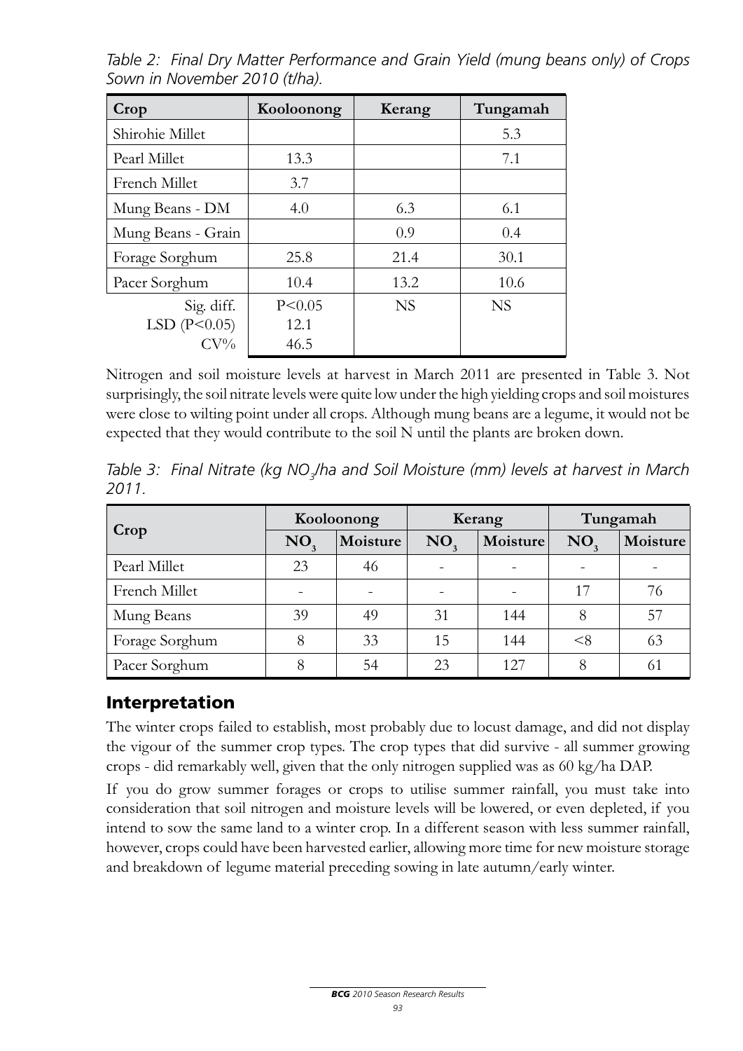*Table 2: Final Dry Matter Performance and Grain Yield (mung beans only) of Crops Sown in November 2010 (t/ha).*

| Crop | Kooloonong | Kerang | Tungamah |
|---|---|---|---|
| Shirohie Millet | | | 5.3 |
| Pearl Millet | 13.3 | | 7.1 |
| French Millet | 3.7 | | |
| Mung Beans - DM | 4.0 | 6.3 | 6.1 |
| Mung Beans - Grain | | 0.9 | 0.4 |
| Forage Sorghum | 25.8 | 21.4 | 30.1 |
| Pacer Sorghum | 10.4 | 13.2 | 10.6 |
| Sig. diff. | P<0.05 | NS | NS |
| LSD (P<0.05) | 12.1 | | |
| CV% | 46.5 | | |

Nitrogen and soil moisture levels at harvest in March 2011 are presented in Table 3. Not surprisingly, the soil nitrate levels were quite low under the high yielding crops and soil moistures were close to wilting point under all crops. Although mung beans are a legume, it would not be expected that they would contribute to the soil N until the plants are broken down.

*Table 3: Final Nitrate (kg $NO_3$/ha and Soil Moisture (mm) levels at harvest in March 2011.*

| Crop | Kooloonong | | Kerang | | Tungamah | |
|---|---|---|---|---|---|---|
| | $NO_3$ | Moisture | $NO_3$ | Moisture | $NO_3$ | Moisture |
| Pearl Millet | 23 | 46 | - | - | - | - |
| French Millet | - | - | - | - | 17 | 76 |
| Mung Beans | 39 | 49 | 31 | 144 | 8 | 57 |
| Forage Sorghum | 8 | 33 | 15 | 144 | <8 | 63 |
| Pacer Sorghum | 8 | 54 | 23 | 127 | 8 | 61 |

## Interpretation

The winter crops failed to establish, most probably due to locust damage, and did not display the vigour of the summer crop types. The crop types that did survive - all summer growing crops - did remarkably well, given that the only nitrogen supplied was as 60 kg/ha DAP.

If you do grow summer forages or crops to utilise summer rainfall, you must take into consideration that soil nitrogen and moisture levels will be lowered, or even depleted, if you intend to sow the same land to a winter crop. In a different season with less summer rainfall, however, crops could have been harvested earlier, allowing more time for new moisture storage and breakdown of legume material preceding sowing in late autumn/early winter.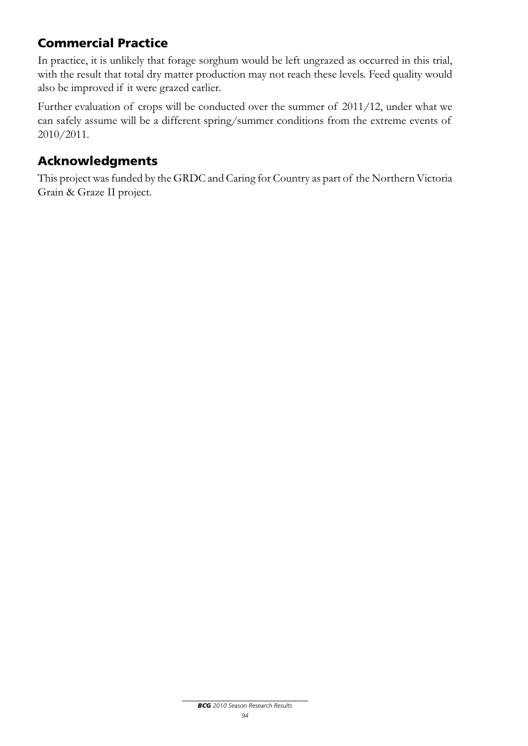## Commercial Practice

In practice, it is unlikely that forage sorghum would be left ungrazed as occurred in this trial, with the result that total dry matter production may not reach these levels. Feed quality would also be improved if it were grazed earlier.

Further evaluation of crops will be conducted over the summer of 2011/12, under what we can safely assume will be a different spring/summer conditions from the extreme events of 2010/2011.

## Acknowledgments

This project was funded by the GRDC and Caring for Country as part of the Northern Victoria Grain & Graze II project.